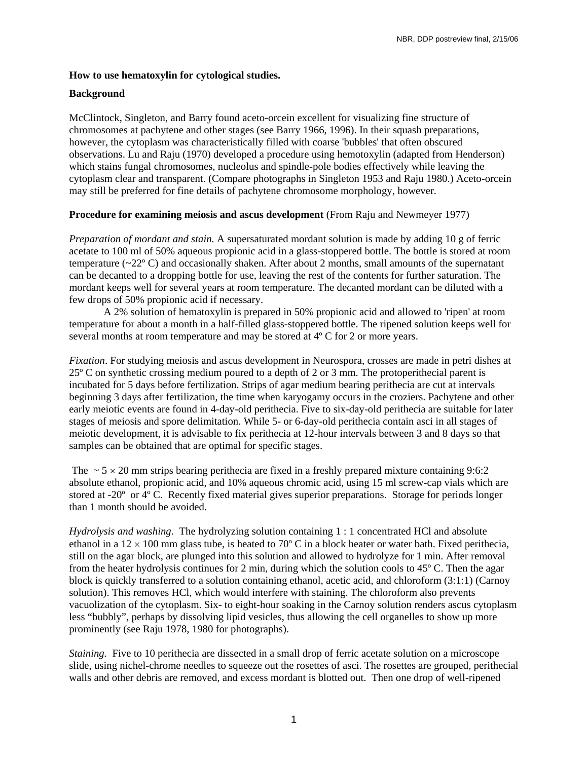**How to use hematoxylin for cytological studies.**

**Background**

McClintock, Singleton, and Barry found aceto-orcein excellent for visualizing fine structure of chromosomes at pachytene and other stages (see Barry 1966, 1996). In their squash preparations, however, the cytoplasm was characteristically filled with coarse 'bubbles' that often obscured observations. Lu and Raju (1970) developed a procedure using hemotoxylin (adapted from Henderson) which stains fungal chromosomes, nucleolus and spindle-pole bodies effectively while leaving the cytoplasm clear and transparent. (Compare photographs in Singleton 1953 and Raju 1980.) Aceto-orcein may still be preferred for fine details of pachytene chromosome morphology, however.

**Procedure for examining meiosis and ascus development** (From Raju and Newmeyer 1977)

*Preparation of mordant and stain.* A supersaturated mordant solution is made by adding 10 g of ferric acetate to 100 ml of 50% aqueous propionic acid in a glass-stoppered bottle. The bottle is stored at room temperature (~22º C) and occasionally shaken. After about 2 months, small amounts of the supernatant can be decanted to a dropping bottle for use, leaving the rest of the contents for further saturation. The mordant keeps well for several years at room temperature. The decanted mordant can be diluted with a few drops of 50% propionic acid if necessary.

A 2% solution of hematoxylin is prepared in 50% propionic acid and allowed to 'ripen' at room temperature for about a month in a half-filled glass-stoppered bottle. The ripened solution keeps well for several months at room temperature and may be stored at 4º C for 2 or more years.

*Fixation*. For studying meiosis and ascus development in Neurospora, crosses are made in petri dishes at 25º C on synthetic crossing medium poured to a depth of 2 or 3 mm. The protoperithecial parent is incubated for 5 days before fertilization. Strips of agar medium bearing perithecia are cut at intervals beginning 3 days after fertilization, the time when karyogamy occurs in the croziers. Pachytene and other early meiotic events are found in 4-day-old perithecia. Five to six-day-old perithecia are suitable for later stages of meiosis and spore delimitation. While 5- or 6-day-old perithecia contain asci in all stages of meiotic development, it is advisable to fix perithecia at 12-hour intervals between 3 and 8 days so that samples can be obtained that are optimal for specific stages.

The ~ 5 × 20 mm strips bearing perithecia are fixed in a freshly prepared mixture containing 9:6:2 absolute ethanol, propionic acid, and 10% aqueous chromic acid, using 15 ml screw-cap vials which are stored at -20º or 4º C. Recently fixed material gives superior preparations. Storage for periods longer than 1 month should be avoided.

*Hydrolysis and washing*. The hydrolyzing solution containing 1 : 1 concentrated HCl and absolute ethanol in a 12 × 100 mm glass tube, is heated to 70º C in a block heater or water bath. Fixed perithecia, still on the agar block, are plunged into this solution and allowed to hydrolyze for 1 min. After removal from the heater hydrolysis continues for 2 min, during which the solution cools to 45º C. Then the agar block is quickly transferred to a solution containing ethanol, acetic acid, and chloroform (3:1:1) (Carnoy solution). This removes HCl, which would interfere with staining. The chloroform also prevents vacuolization of the cytoplasm. Six- to eight-hour soaking in the Carnoy solution renders ascus cytoplasm less "bubbly", perhaps by dissolving lipid vesicles, thus allowing the cell organelles to show up more prominently (see Raju 1978, 1980 for photographs).

*Staining.* Five to 10 perithecia are dissected in a small drop of ferric acetate solution on a microscope slide, using nichel-chrome needles to squeeze out the rosettes of asci. The rosettes are grouped, perithecial walls and other debris are removed, and excess mordant is blotted out. Then one drop of well-ripened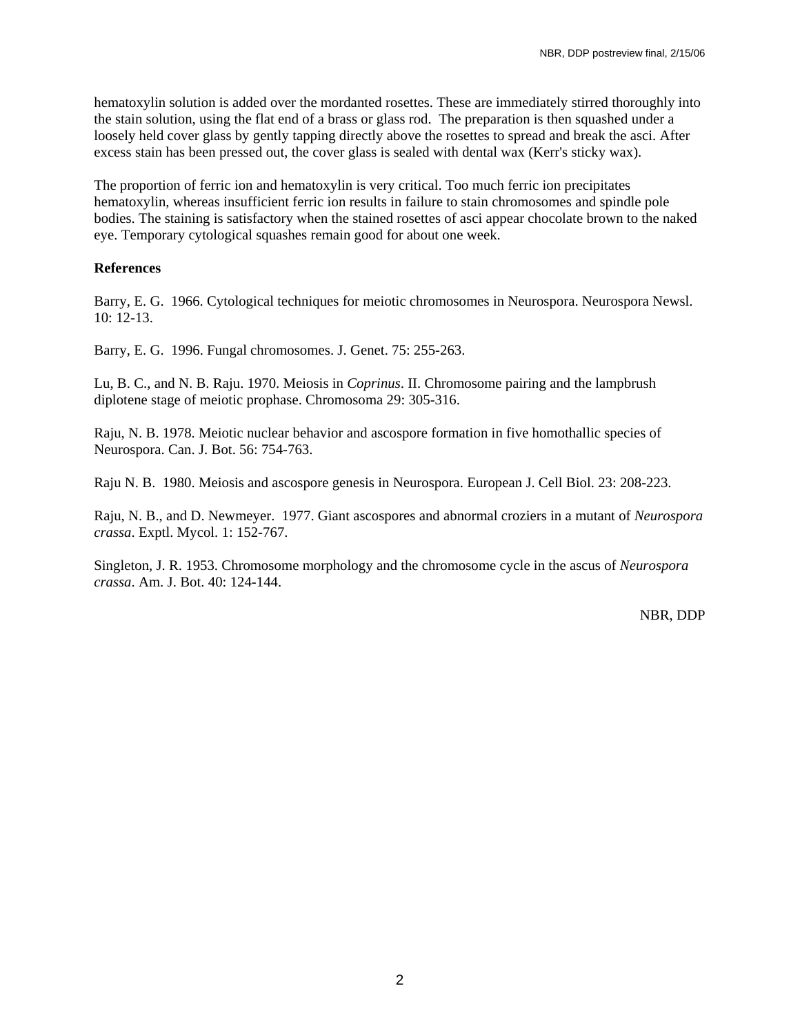hematoxylin solution is added over the mordanted rosettes. These are immediately stirred thoroughly into the stain solution, using the flat end of a brass or glass rod. The preparation is then squashed under a loosely held cover glass by gently tapping directly above the rosettes to spread and break the asci. After excess stain has been pressed out, the cover glass is sealed with dental wax (Kerr's sticky wax).

The proportion of ferric ion and hematoxylin is very critical. Too much ferric ion precipitates hematoxylin, whereas insufficient ferric ion results in failure to stain chromosomes and spindle pole bodies. The staining is satisfactory when the stained rosettes of asci appear chocolate brown to the naked eye. Temporary cytological squashes remain good for about one week.

**References**

Barry, E. G. 1966. Cytological techniques for meiotic chromosomes in Neurospora. Neurospora Newsl. 10: 12-13.

Barry, E. G. 1996. Fungal chromosomes. J. Genet. 75: 255-263.

Lu, B. C., and N. B. Raju. 1970. Meiosis in *Coprinus*. II. Chromosome pairing and the lampbrush diplotene stage of meiotic prophase. Chromosoma 29: 305-316.

Raju, N. B. 1978. Meiotic nuclear behavior and ascospore formation in five homothallic species of Neurospora. Can. J. Bot. 56: 754-763.

Raju N. B. 1980. Meiosis and ascospore genesis in Neurospora. European J. Cell Biol. 23: 208-223.

Raju, N. B., and D. Newmeyer. 1977. Giant ascospores and abnormal croziers in a mutant of *Neurospora crassa*. Exptl. Mycol. 1: 152-767.

Singleton, J. R. 1953. Chromosome morphology and the chromosome cycle in the ascus of *Neurospora crassa*. Am. J. Bot. 40: 124-144.

NBR, DDP